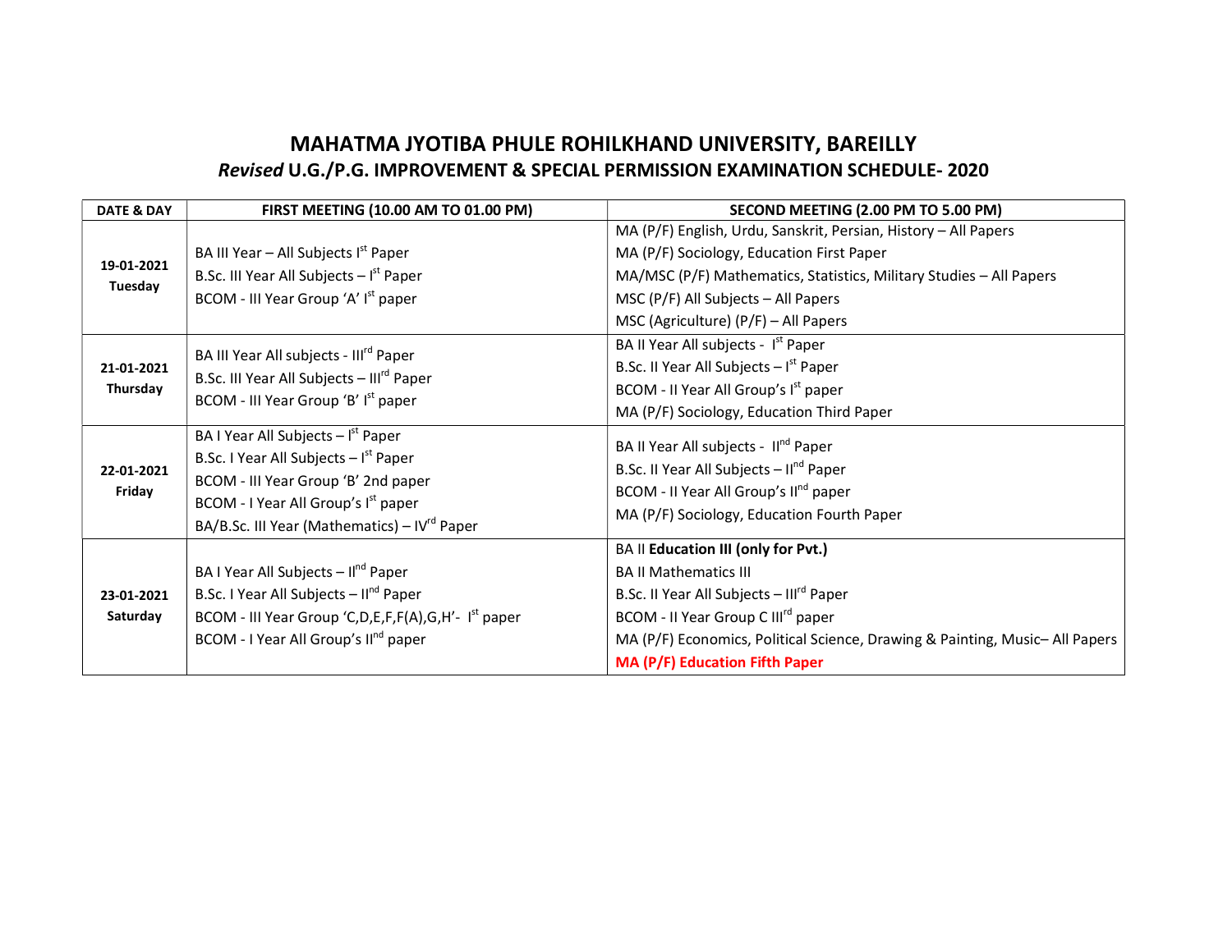# MAHATMA JYOTIBA PHULE ROHILKHAND UNIVERSITY, BAREILLY

## *Revised* U.G./P.G. IMPROVEMENT & SPECIAL PERMISSION EXAMINATION SCHEDULE- 2020

| DATE & DAY | FIRST MEETING (10.00 AM TO 01.00 PM) | SECOND MEETING (2.00 PM TO 5.00 PM) |
|---|---|---|
| **19-01-2021 Tuesday** | BA III Year – All Subjects Ist Paper<br>B.Sc. III Year All Subjects – Ist Paper<br>BCOM - III Year Group 'A' Ist paper | MA (P/F) English, Urdu, Sanskrit, Persian, History – All Papers<br>MA (P/F) Sociology, Education First Paper<br>MA/MSC (P/F) Mathematics, Statistics, Military Studies – All Papers<br>MSC (P/F) All Subjects – All Papers<br>MSC (Agriculture) (P/F) – All Papers |
| **21-01-2021 Thursday** | BA III Year All subjects - IIIrd Paper<br>B.Sc. III Year All Subjects – IIIrd Paper<br>BCOM - III Year Group 'B' Ist paper | BA II Year All subjects - Ist Paper<br>B.Sc. II Year All Subjects – Ist Paper<br>BCOM - II Year All Group's Ist paper<br>MA (P/F) Sociology, Education Third Paper |
| **22-01-2021 Friday** | BA I Year All Subjects – Ist Paper<br>B.Sc. I Year All Subjects – Ist Paper<br>BCOM - III Year Group 'B' 2nd paper<br>BCOM - I Year All Group's Ist paper<br>BA/B.Sc. III Year (Mathematics) – IVrd Paper | BA II Year All subjects - IInd Paper<br>B.Sc. II Year All Subjects – IInd Paper<br>BCOM - II Year All Group's IInd paper<br>MA (P/F) Sociology, Education Fourth Paper |
| **23-01-2021 Saturday** | BA I Year All Subjects – IInd Paper<br>B.Sc. I Year All Subjects – IInd Paper<br>BCOM - III Year Group 'C,D,E,F,F(A),G,H'- Ist paper<br>BCOM - I Year All Group's IInd paper | BA II **Education III (only for Pvt.)**<br>BA II Mathematics III<br>B.Sc. II Year All Subjects – IIIrd Paper<br>BCOM - II Year Group C IIIrd paper<br>MA (P/F) Economics, Political Science, Drawing & Painting, Music– All Papers<br>**MA (P/F) Education Fifth Paper** |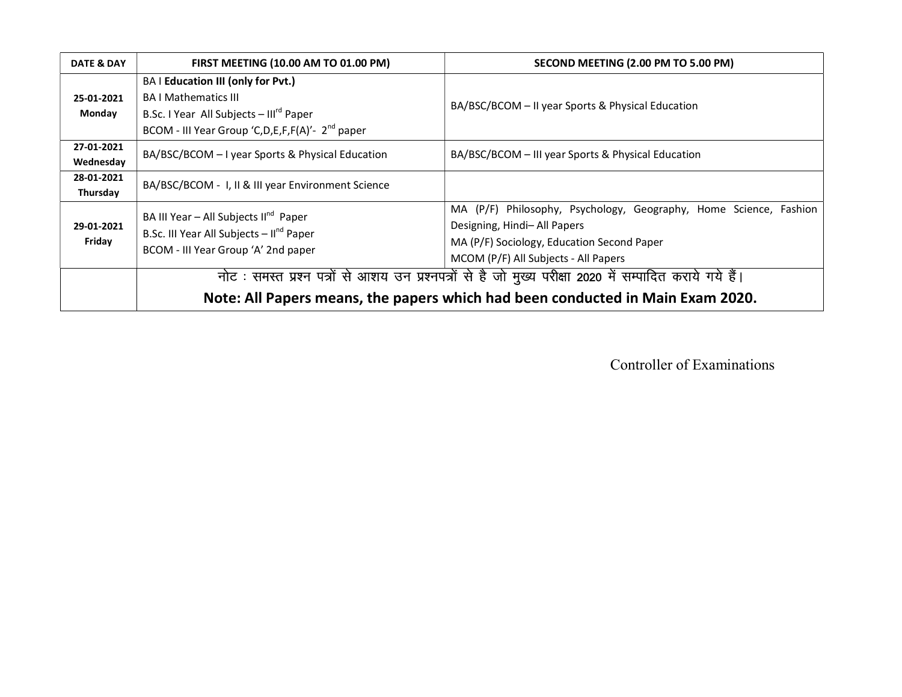| DATE & DAY | FIRST MEETING (10.00 AM TO 01.00 PM) | SECOND MEETING (2.00 PM TO 5.00 PM) |
|---|---|---|
| **25-01-2021 Monday** | BA I **Education III (only for Pvt.)**<br>BA I Mathematics III<br>B.Sc. I Year All Subjects – III[rd] Paper<br>BCOM - III Year Group 'C,D,E,F,F(A)'- 2[nd] paper | BA/BSC/BCOM – II year Sports & Physical Education |
| **27-01-2021 Wednesday** | BA/BSC/BCOM – I year Sports & Physical Education | BA/BSC/BCOM – III year Sports & Physical Education |
| **28-01-2021 Thursday** | BA/BSC/BCOM - I, II & III year Environment Science | |
| **29-01-2021 Friday** | BA III Year – All Subjects II[nd] Paper<br>B.Sc. III Year All Subjects – II[nd] Paper<br>BCOM - III Year Group 'A' 2nd paper | MA (P/F) Philosophy, Psychology, Geography, Home Science, Fashion Designing, Hindi– All Papers<br>MA (P/F) Sociology, Education Second Paper<br>MCOM (P/F) All Subjects - All Papers |
| | नोट : समस्त प्रश्न पत्रों से आशय उन प्रश्नपत्रों से है जो मुख्य परीक्षा 2020 में सम्पादित कराये गये हैं।<br>**Note: All Papers means, the papers which had been conducted in Main Exam 2020.** | |

Controller of Examinations